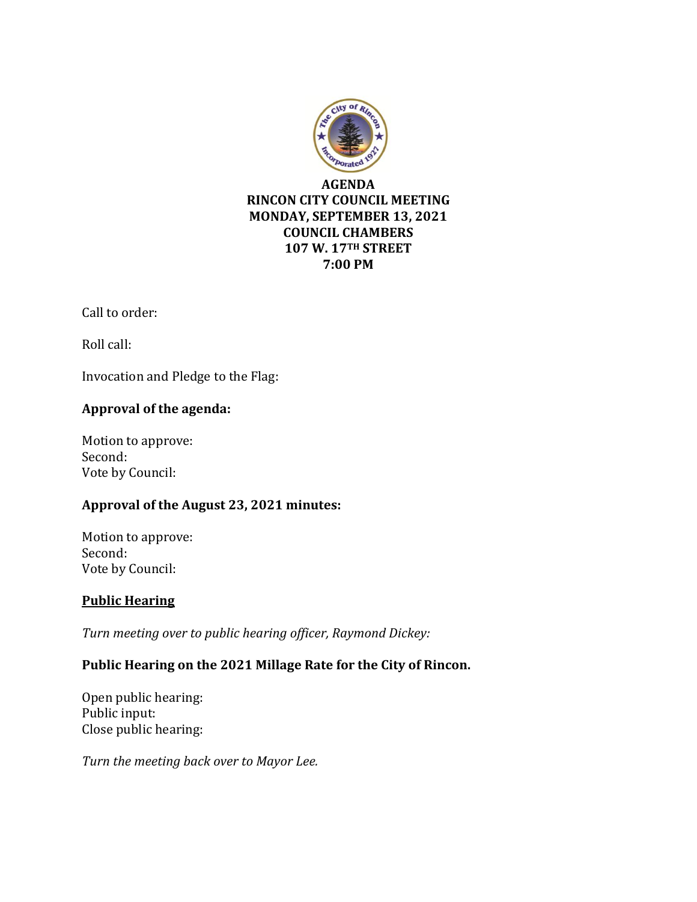**AGENDA**
**RINCON CITY COUNCIL MEETING**
**MONDAY, SEPTEMBER 13, 2021**
**COUNCIL CHAMBERS**
**107 W. 17TH STREET**
**7:00 PM**

Call to order:

Roll call:

Invocation and Pledge to the Flag:

**Approval of the agenda:**

Motion to approve:
Second:
Vote by Council:

**Approval of the August 23, 2021 minutes:**

Motion to approve:
Second:
Vote by Council:

**Public Hearing**

*Turn meeting over to public hearing officer, Raymond Dickey:*

**Public Hearing on the 2021 Millage Rate for the City of Rincon.**

Open public hearing:
Public input:
Close public hearing:

*Turn the meeting back over to Mayor Lee.*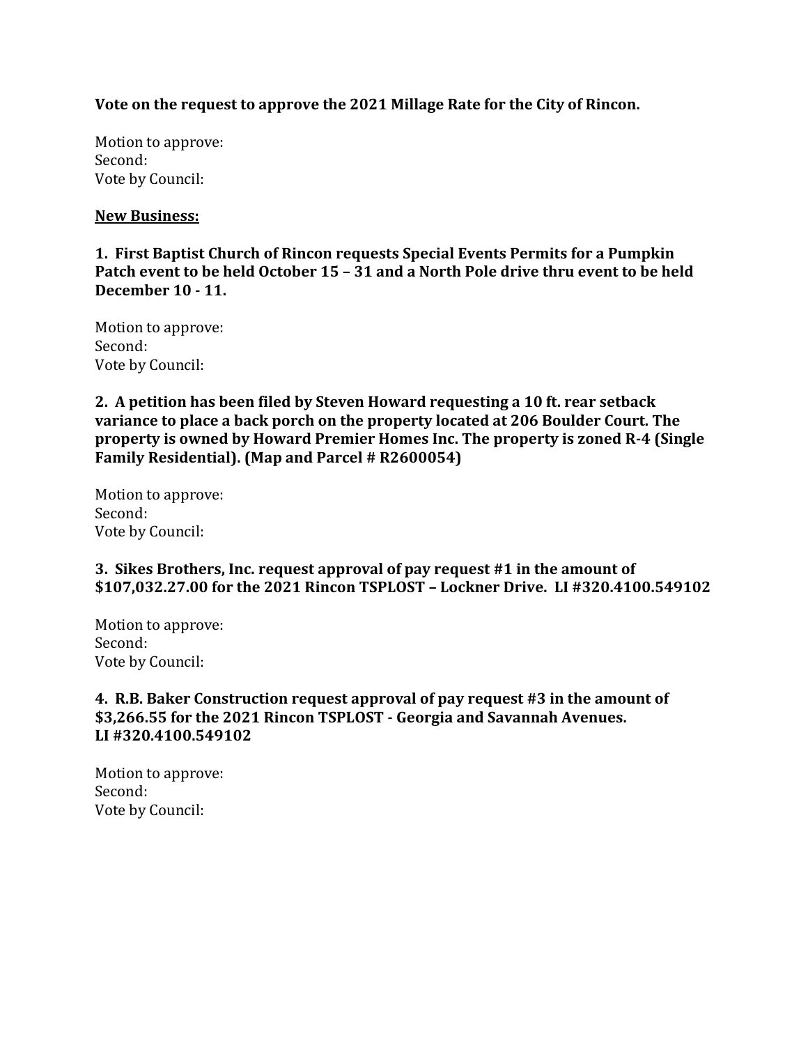**Vote on the request to approve the 2021 Millage Rate for the City of Rincon.**

Motion to approve:
Second:
Vote by Council:

**New Business:**

**1. First Baptist Church of Rincon requests Special Events Permits for a Pumpkin Patch event to be held October 15 – 31 and a North Pole drive thru event to be held December 10 - 11.**

Motion to approve:
Second:
Vote by Council:

**2. A petition has been filed by Steven Howard requesting a 10 ft. rear setback variance to place a back porch on the property located at 206 Boulder Court. The property is owned by Howard Premier Homes Inc. The property is zoned R-4 (Single Family Residential). (Map and Parcel # R2600054)**

Motion to approve:
Second:
Vote by Council:

**3. Sikes Brothers, Inc. request approval of pay request #1 in the amount of $107,032.27.00 for the 2021 Rincon TSPLOST – Lockner Drive. LI #320.4100.549102**

Motion to approve:
Second:
Vote by Council:

**4. R.B. Baker Construction request approval of pay request #3 in the amount of $3,266.55 for the 2021 Rincon TSPLOST - Georgia and Savannah Avenues. LI #320.4100.549102**

Motion to approve:
Second:
Vote by Council: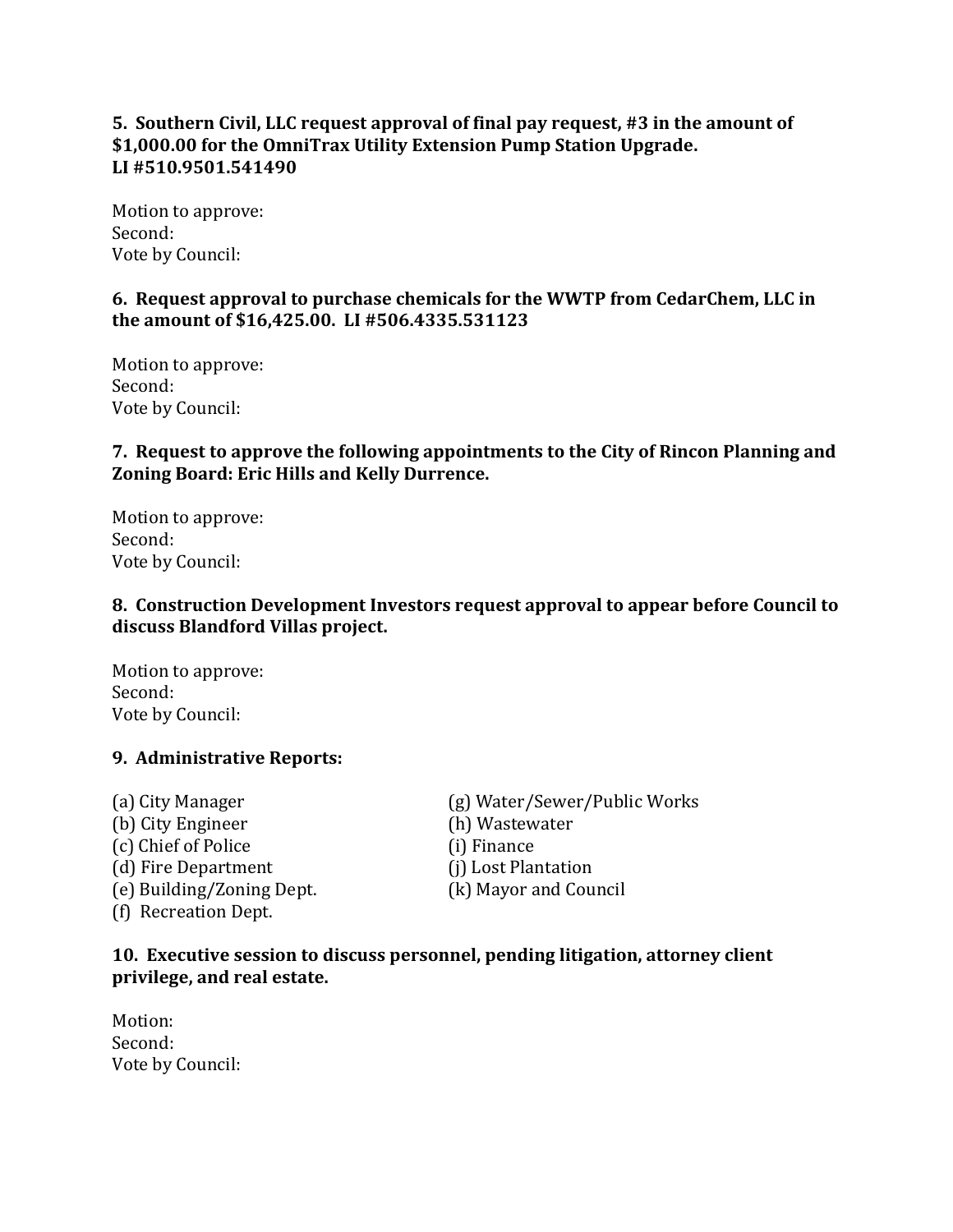**5. Southern Civil, LLC request approval of final pay request, #3 in the amount of $1,000.00 for the OmniTrax Utility Extension Pump Station Upgrade. LI #510.9501.541490**

Motion to approve:
Second:
Vote by Council:

**6. Request approval to purchase chemicals for the WWTP from CedarChem, LLC in the amount of $16,425.00. LI #506.4335.531123**

Motion to approve:
Second:
Vote by Council:

**7. Request to approve the following appointments to the City of Rincon Planning and Zoning Board: Eric Hills and Kelly Durrence.**

Motion to approve:
Second:
Vote by Council:

**8. Construction Development Investors request approval to appear before Council to discuss Blandford Villas project.**

Motion to approve:
Second:
Vote by Council:

**9. Administrative Reports:**

(a) City Manager
(b) City Engineer
(c) Chief of Police
(d) Fire Department
(e) Building/Zoning Dept.
(f) Recreation Dept.
(g) Water/Sewer/Public Works
(h) Wastewater
(i) Finance
(j) Lost Plantation
(k) Mayor and Council

**10. Executive session to discuss personnel, pending litigation, attorney client privilege, and real estate.**

Motion:
Second:
Vote by Council: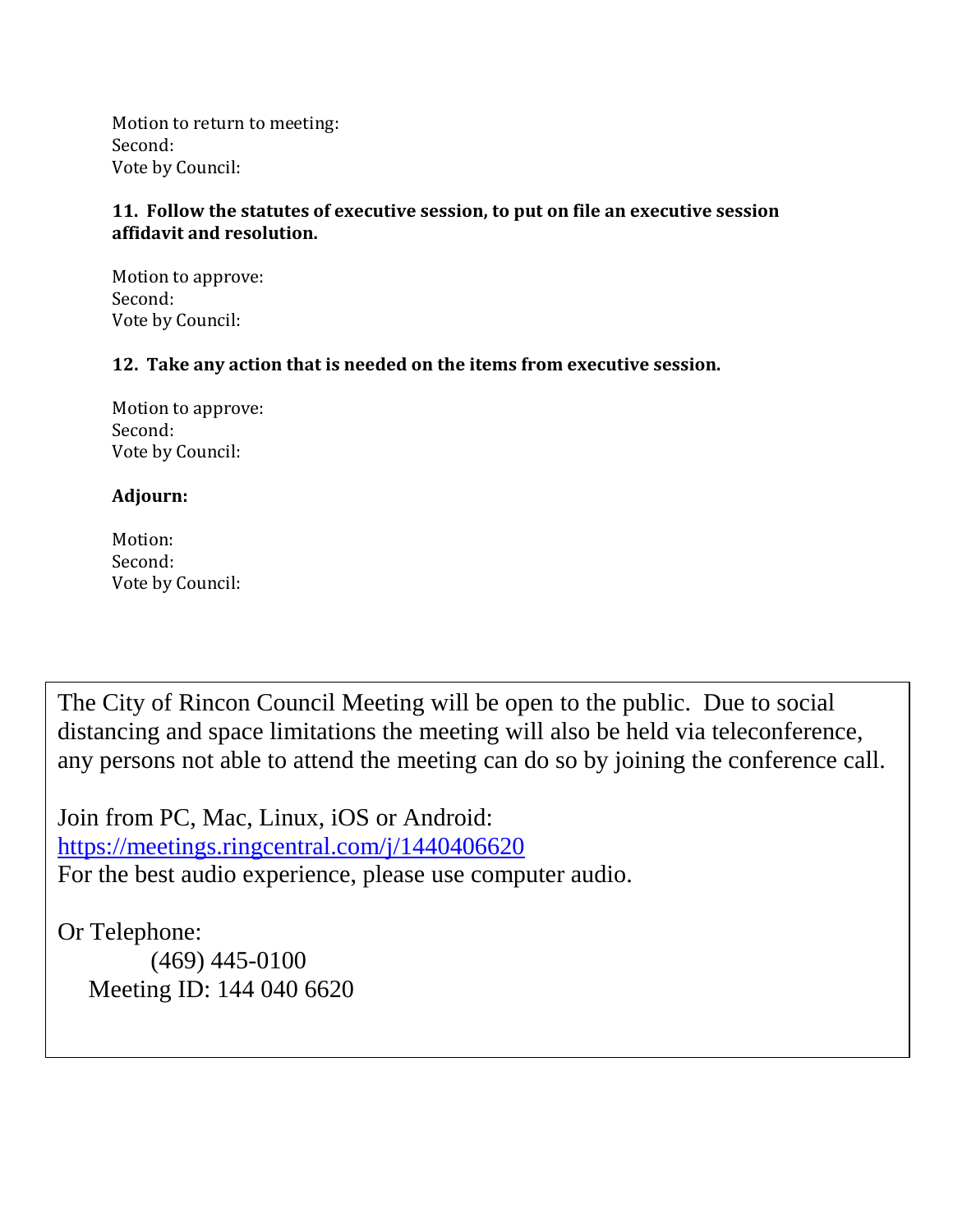Motion to return to meeting:
Second:
Vote by Council:

**11. Follow the statutes of executive session, to put on file an executive session affidavit and resolution.**

Motion to approve:
Second:
Vote by Council:

**12. Take any action that is needed on the items from executive session.**

Motion to approve:
Second:
Vote by Council:

**Adjourn:**

Motion:
Second:
Vote by Council:

The City of Rincon Council Meeting will be open to the public. Due to social distancing and space limitations the meeting will also be held via teleconference, any persons not able to attend the meeting can do so by joining the conference call.

Join from PC, Mac, Linux, iOS or Android:
https://meetings.ringcentral.com/j/1440406620
For the best audio experience, please use computer audio.

Or Telephone:
(469) 445-0100
Meeting ID: 144 040 6620